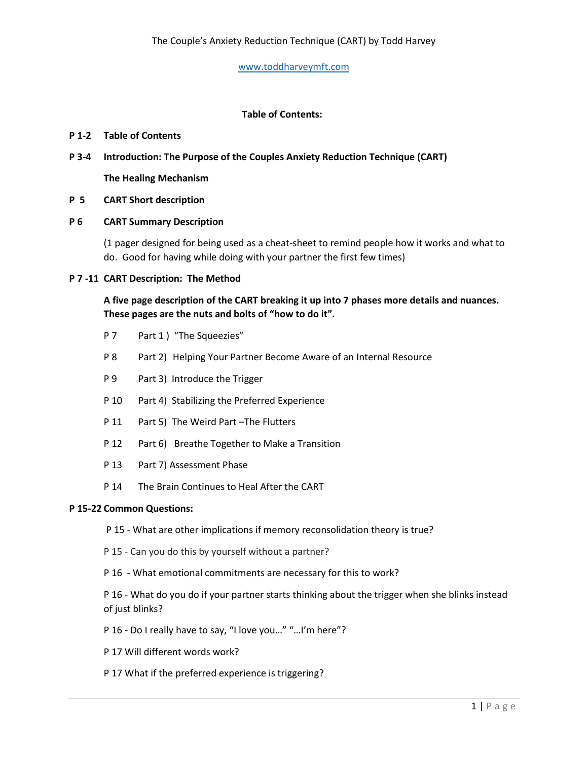The Couple's Anxiety Reduction Technique (CART) by Todd Harvey

www.toddharveymft.com

## Table of Contents:

**P 1-2 Table of Contents**

**P 3-4 Introduction: The Purpose of the Couples Anxiety Reduction Technique (CART)**

**The Healing Mechanism**

**P 5 CART Short description**

**P 6 CART Summary Description**

(1 pager designed for being used as a cheat-sheet to remind people how it works and what to do. Good for having while doing with your partner the first few times)

**P 7 -11 CART Description: The Method**

**A five page description of the CART breaking it up into 7 phases more details and nuances. These pages are the nuts and bolts of "how to do it".**

P 7 Part 1 ) "The Squeezies"

P 8 Part 2) Helping Your Partner Become Aware of an Internal Resource

P 9 Part 3) Introduce the Trigger

P 10 Part 4) Stabilizing the Preferred Experience

P 11 Part 5) The Weird Part –The Flutters

P 12 Part 6) Breathe Together to Make a Transition

P 13 Part 7) Assessment Phase

P 14 The Brain Continues to Heal After the CART

**P 15-22 Common Questions:**

P 15 - What are other implications if memory reconsolidation theory is true?

P 15 - Can you do this by yourself without a partner?

P 16 - What emotional commitments are necessary for this to work?

P 16 - What do you do if your partner starts thinking about the trigger when she blinks instead of just blinks?

P 16 - Do I really have to say, "I love you…" "…I'm here"?

P 17 Will different words work?

P 17 What if the preferred experience is triggering?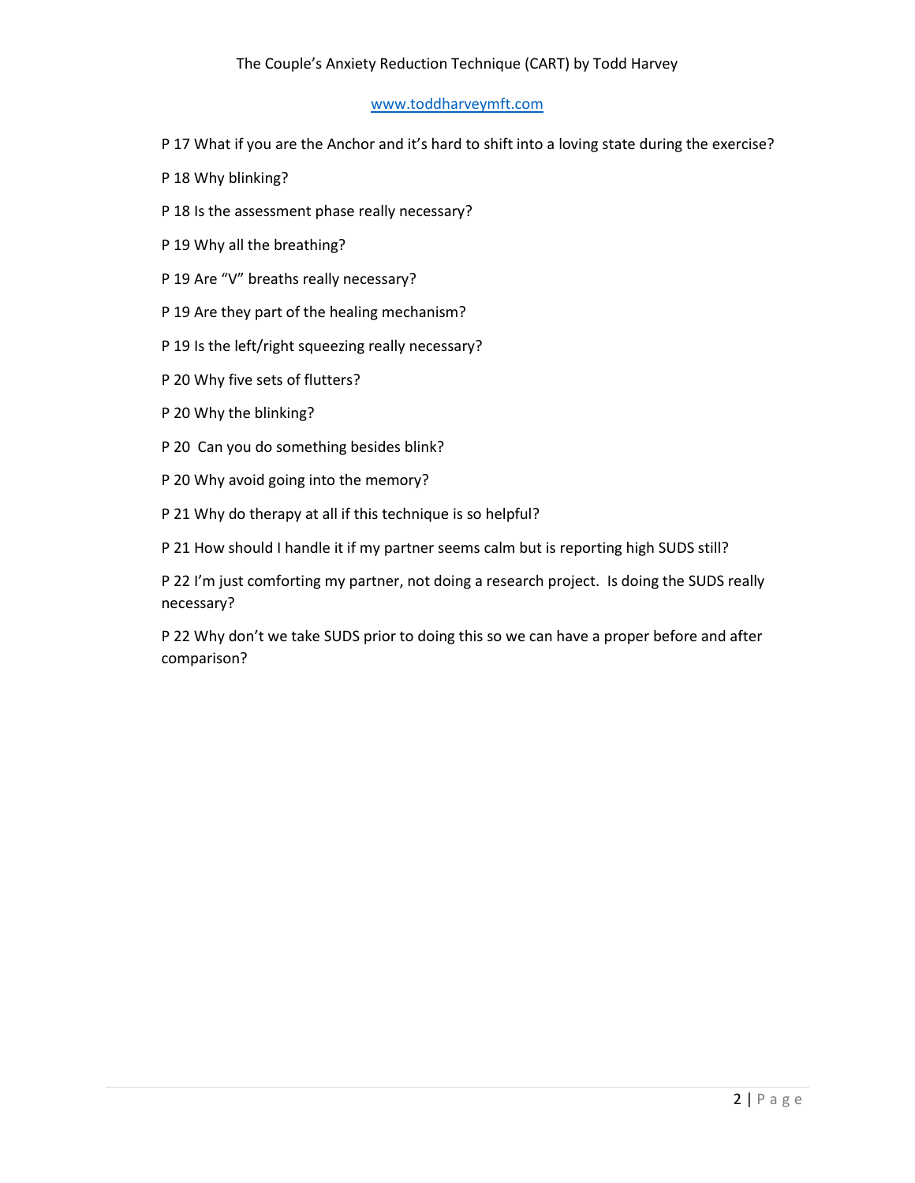P 17 What if you are the Anchor and it's hard to shift into a loving state during the exercise?

P 18 Why blinking?

P 18 Is the assessment phase really necessary?

P 19 Why all the breathing?

P 19 Are "V" breaths really necessary?

P 19 Are they part of the healing mechanism?

P 19 Is the left/right squeezing really necessary?

P 20 Why five sets of flutters?

P 20 Why the blinking?

P 20 Can you do something besides blink?

P 20 Why avoid going into the memory?

P 21 Why do therapy at all if this technique is so helpful?

P 21 How should I handle it if my partner seems calm but is reporting high SUDS still?

P 22 I'm just comforting my partner, not doing a research project. Is doing the SUDS really necessary?

P 22 Why don't we take SUDS prior to doing this so we can have a proper before and after comparison?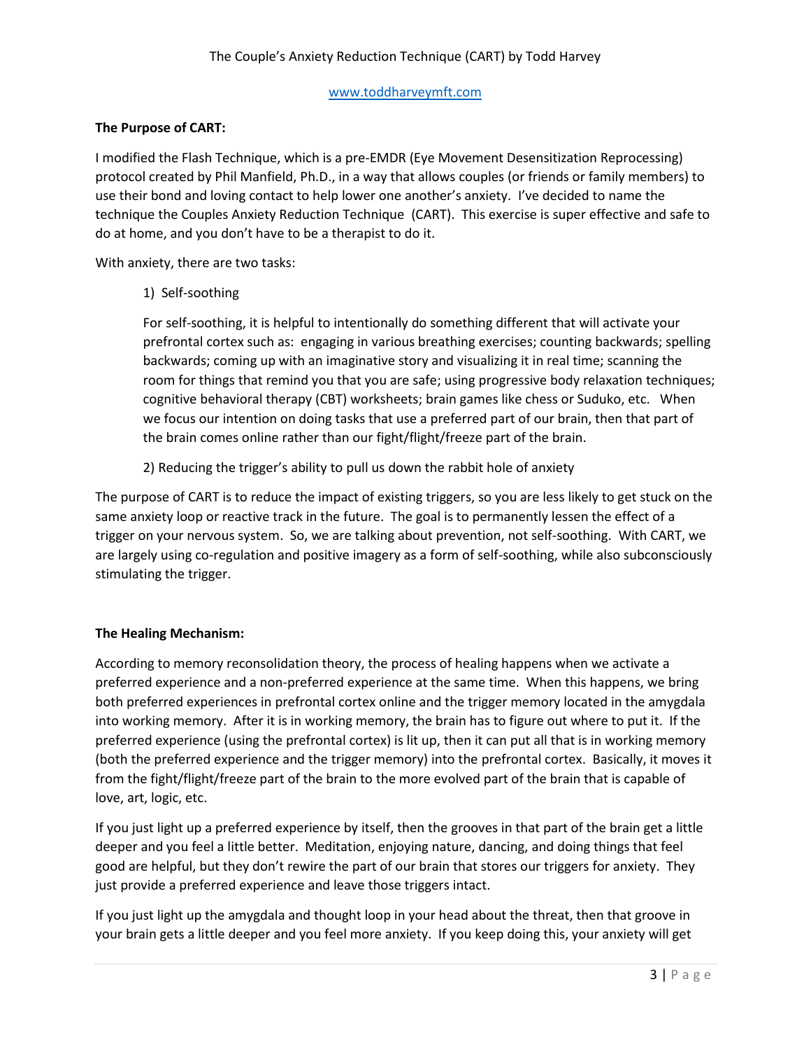**The Purpose of CART:**

I modified the Flash Technique, which is a pre-EMDR (Eye Movement Desensitization Reprocessing) protocol created by Phil Manfield, Ph.D., in a way that allows couples (or friends or family members) to use their bond and loving contact to help lower one another's anxiety. I've decided to name the technique the Couples Anxiety Reduction Technique (CART). This exercise is super effective and safe to do at home, and you don't have to be a therapist to do it.

With anxiety, there are two tasks:

1) Self-soothing

For self-soothing, it is helpful to intentionally do something different that will activate your prefrontal cortex such as: engaging in various breathing exercises; counting backwards; spelling backwards; coming up with an imaginative story and visualizing it in real time; scanning the room for things that remind you that you are safe; using progressive body relaxation techniques; cognitive behavioral therapy (CBT) worksheets; brain games like chess or Suduko, etc. When we focus our intention on doing tasks that use a preferred part of our brain, then that part of the brain comes online rather than our fight/flight/freeze part of the brain.

2) Reducing the trigger's ability to pull us down the rabbit hole of anxiety

The purpose of CART is to reduce the impact of existing triggers, so you are less likely to get stuck on the same anxiety loop or reactive track in the future. The goal is to permanently lessen the effect of a trigger on your nervous system. So, we are talking about prevention, not self-soothing. With CART, we are largely using co-regulation and positive imagery as a form of self-soothing, while also subconsciously stimulating the trigger.

**The Healing Mechanism:**

According to memory reconsolidation theory, the process of healing happens when we activate a preferred experience and a non-preferred experience at the same time. When this happens, we bring both preferred experiences in prefrontal cortex online and the trigger memory located in the amygdala into working memory. After it is in working memory, the brain has to figure out where to put it. If the preferred experience (using the prefrontal cortex) is lit up, then it can put all that is in working memory (both the preferred experience and the trigger memory) into the prefrontal cortex. Basically, it moves it from the fight/flight/freeze part of the brain to the more evolved part of the brain that is capable of love, art, logic, etc.

If you just light up a preferred experience by itself, then the grooves in that part of the brain get a little deeper and you feel a little better. Meditation, enjoying nature, dancing, and doing things that feel good are helpful, but they don't rewire the part of our brain that stores our triggers for anxiety. They just provide a preferred experience and leave those triggers intact.

If you just light up the amygdala and thought loop in your head about the threat, then that groove in your brain gets a little deeper and you feel more anxiety. If you keep doing this, your anxiety will get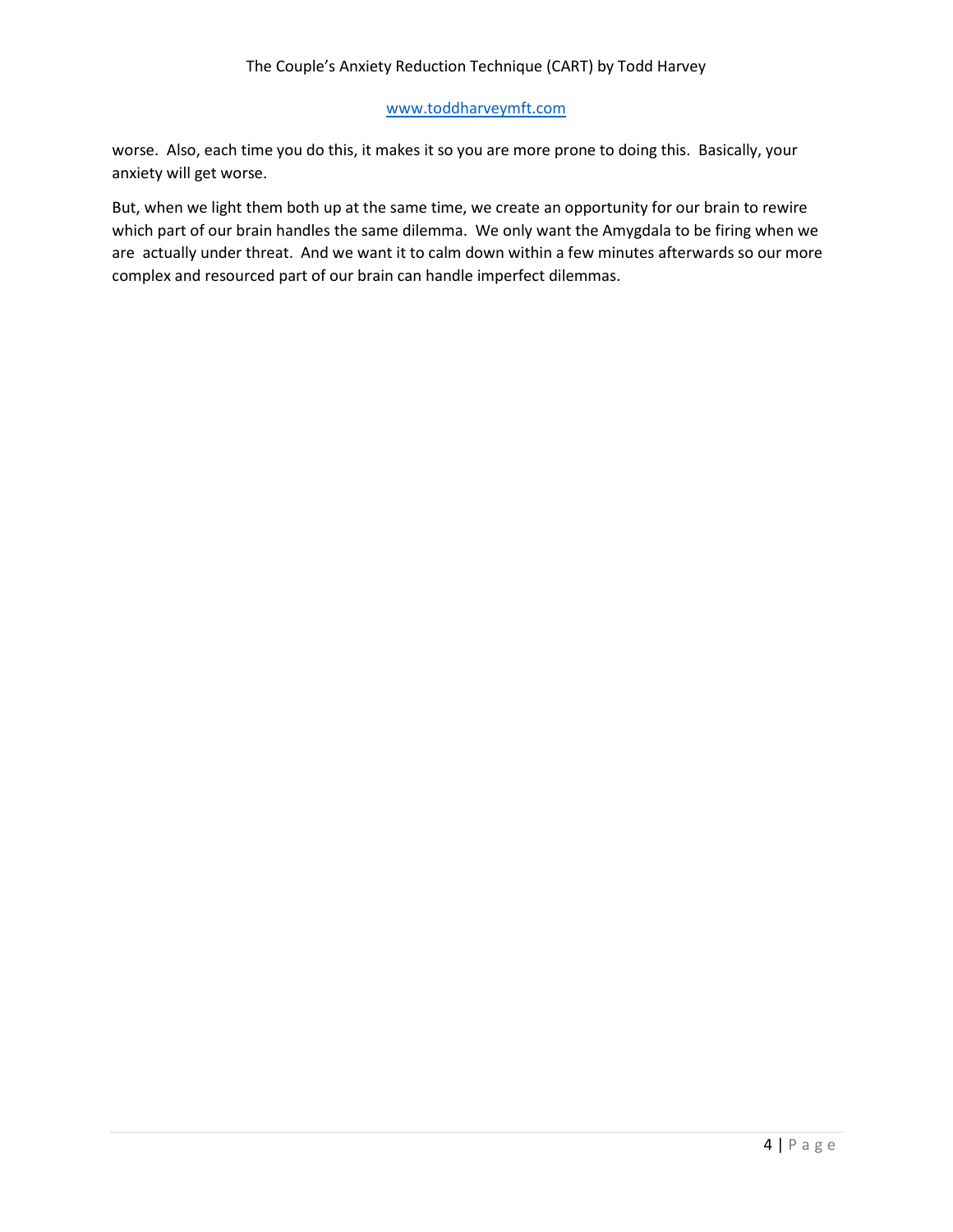worse. Also, each time you do this, it makes it so you are more prone to doing this. Basically, your anxiety will get worse.

But, when we light them both up at the same time, we create an opportunity for our brain to rewire which part of our brain handles the same dilemma. We only want the Amygdala to be firing when we are actually under threat. And we want it to calm down within a few minutes afterwards so our more complex and resourced part of our brain can handle imperfect dilemmas.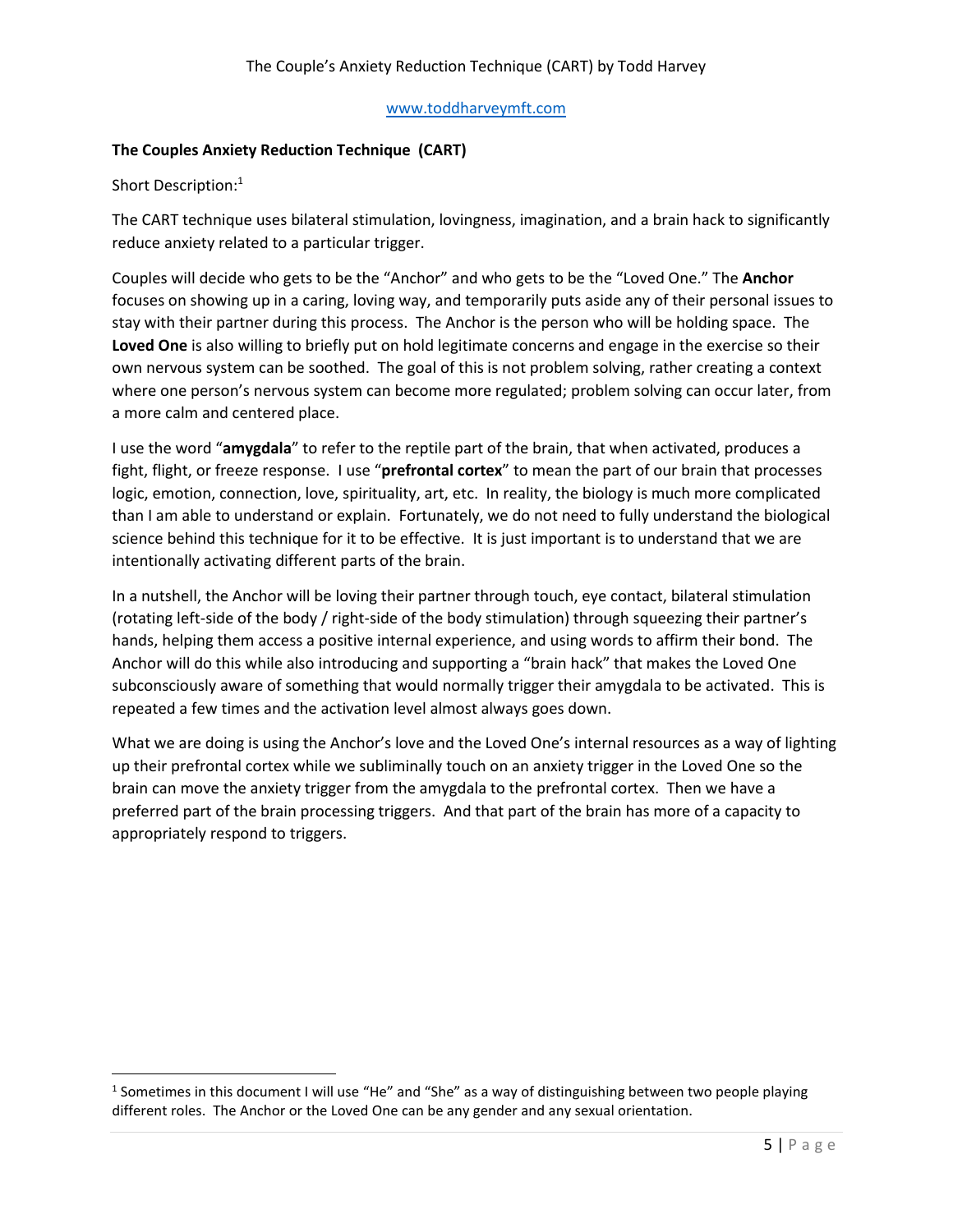## The Couples Anxiety Reduction Technique (CART)

Short Description:[1]

The CART technique uses bilateral stimulation, lovingness, imagination, and a brain hack to significantly reduce anxiety related to a particular trigger.

Couples will decide who gets to be the "Anchor" and who gets to be the "Loved One." The **Anchor** focuses on showing up in a caring, loving way, and temporarily puts aside any of their personal issues to stay with their partner during this process. The Anchor is the person who will be holding space. The **Loved One** is also willing to briefly put on hold legitimate concerns and engage in the exercise so their own nervous system can be soothed. The goal of this is not problem solving, rather creating a context where one person's nervous system can become more regulated; problem solving can occur later, from a more calm and centered place.

I use the word "**amygdala**" to refer to the reptile part of the brain, that when activated, produces a fight, flight, or freeze response. I use "**prefrontal cortex**" to mean the part of our brain that processes logic, emotion, connection, love, spirituality, art, etc. In reality, the biology is much more complicated than I am able to understand or explain. Fortunately, we do not need to fully understand the biological science behind this technique for it to be effective. It is just important is to understand that we are intentionally activating different parts of the brain.

In a nutshell, the Anchor will be loving their partner through touch, eye contact, bilateral stimulation (rotating left-side of the body / right-side of the body stimulation) through squeezing their partner's hands, helping them access a positive internal experience, and using words to affirm their bond. The Anchor will do this while also introducing and supporting a "brain hack" that makes the Loved One subconsciously aware of something that would normally trigger their amygdala to be activated. This is repeated a few times and the activation level almost always goes down.

What we are doing is using the Anchor's love and the Loved One's internal resources as a way of lighting up their prefrontal cortex while we subliminally touch on an anxiety trigger in the Loved One so the brain can move the anxiety trigger from the amygdala to the prefrontal cortex. Then we have a preferred part of the brain processing triggers. And that part of the brain has more of a capacity to appropriately respond to triggers.

---

[1] Sometimes in this document I will use "He" and "She" as a way of distinguishing between two people playing different roles. The Anchor or the Loved One can be any gender and any sexual orientation.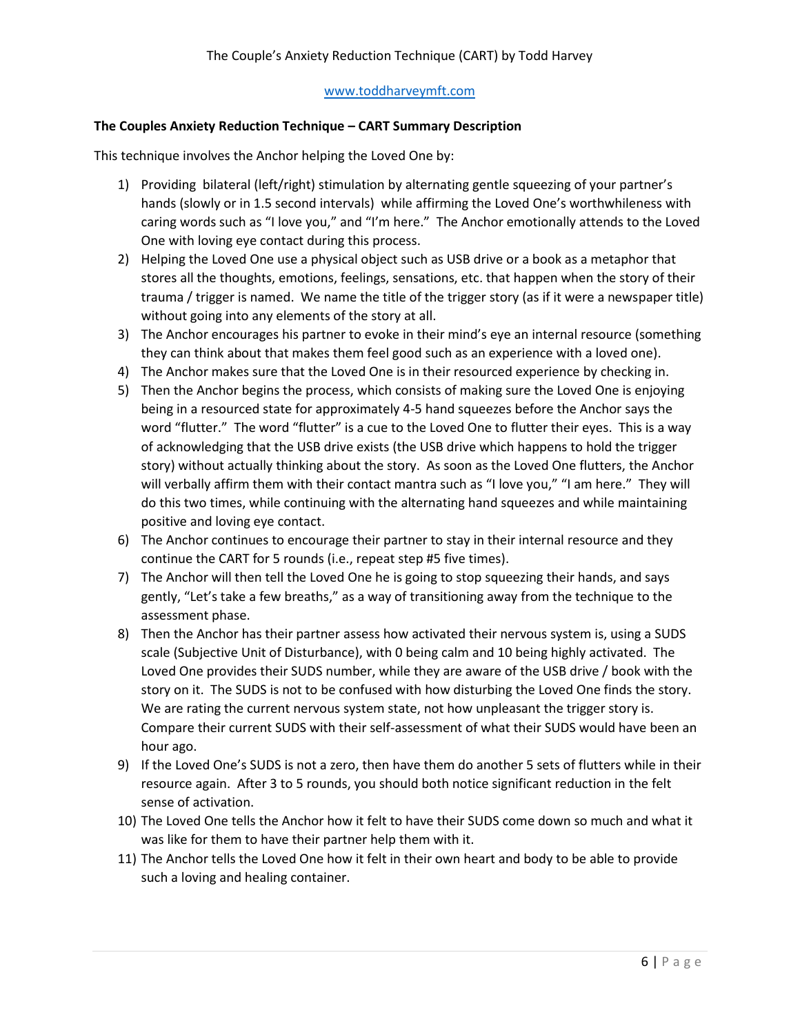**The Couples Anxiety Reduction Technique – CART Summary Description**

This technique involves the Anchor helping the Loved One by:

1) Providing bilateral (left/right) stimulation by alternating gentle squeezing of your partner's hands (slowly or in 1.5 second intervals) while affirming the Loved One's worthwhileness with caring words such as "I love you," and "I'm here." The Anchor emotionally attends to the Loved One with loving eye contact during this process.
2) Helping the Loved One use a physical object such as USB drive or a book as a metaphor that stores all the thoughts, emotions, feelings, sensations, etc. that happen when the story of their trauma / trigger is named. We name the title of the trigger story (as if it were a newspaper title) without going into any elements of the story at all.
3) The Anchor encourages his partner to evoke in their mind's eye an internal resource (something they can think about that makes them feel good such as an experience with a loved one).
4) The Anchor makes sure that the Loved One is in their resourced experience by checking in.
5) Then the Anchor begins the process, which consists of making sure the Loved One is enjoying being in a resourced state for approximately 4-5 hand squeezes before the Anchor says the word "flutter." The word "flutter" is a cue to the Loved One to flutter their eyes. This is a way of acknowledging that the USB drive exists (the USB drive which happens to hold the trigger story) without actually thinking about the story. As soon as the Loved One flutters, the Anchor will verbally affirm them with their contact mantra such as "I love you," "I am here." They will do this two times, while continuing with the alternating hand squeezes and while maintaining positive and loving eye contact.
6) The Anchor continues to encourage their partner to stay in their internal resource and they continue the CART for 5 rounds (i.e., repeat step #5 five times).
7) The Anchor will then tell the Loved One he is going to stop squeezing their hands, and says gently, "Let's take a few breaths," as a way of transitioning away from the technique to the assessment phase.
8) Then the Anchor has their partner assess how activated their nervous system is, using a SUDS scale (Subjective Unit of Disturbance), with 0 being calm and 10 being highly activated. The Loved One provides their SUDS number, while they are aware of the USB drive / book with the story on it. The SUDS is not to be confused with how disturbing the Loved One finds the story. We are rating the current nervous system state, not how unpleasant the trigger story is. Compare their current SUDS with their self-assessment of what their SUDS would have been an hour ago.
9) If the Loved One's SUDS is not a zero, then have them do another 5 sets of flutters while in their resource again. After 3 to 5 rounds, you should both notice significant reduction in the felt sense of activation.
10) The Loved One tells the Anchor how it felt to have their SUDS come down so much and what it was like for them to have their partner help them with it.
11) The Anchor tells the Loved One how it felt in their own heart and body to be able to provide such a loving and healing container.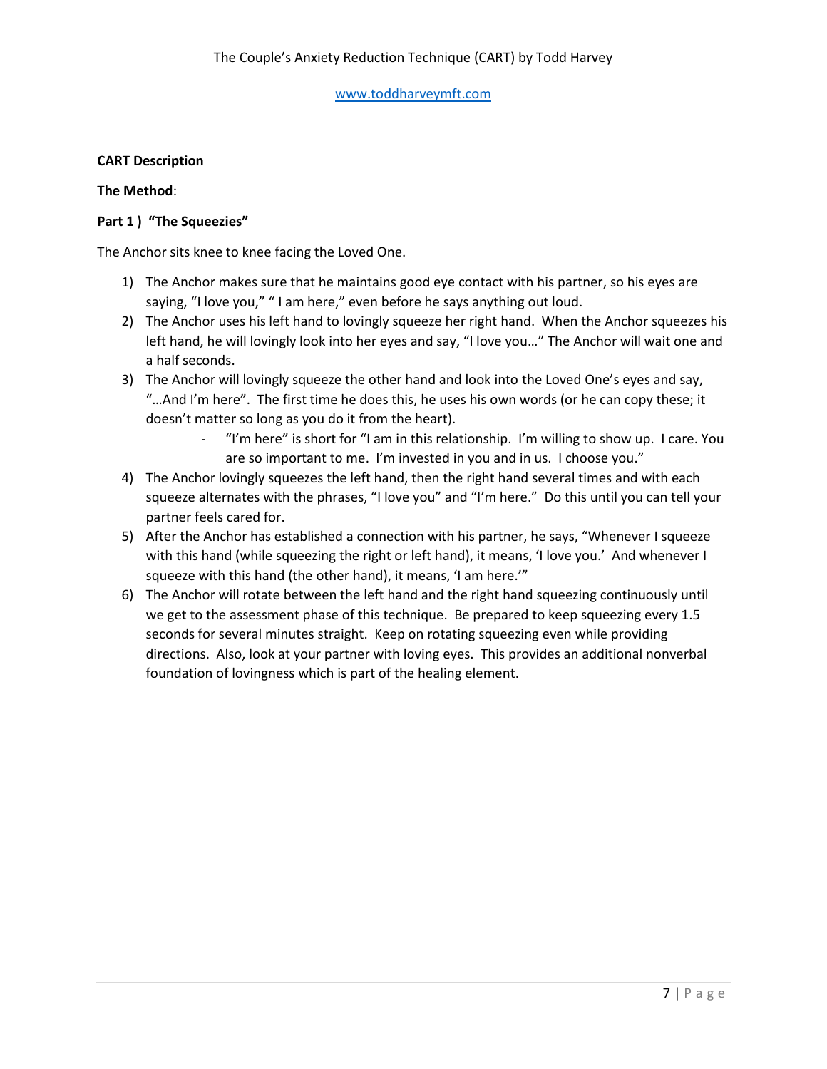**CART Description**

**The Method**:

**Part 1 ) "The Squeezies"**

The Anchor sits knee to knee facing the Loved One.

1) The Anchor makes sure that he maintains good eye contact with his partner, so his eyes are saying, "I love you," " I am here," even before he says anything out loud.
2) The Anchor uses his left hand to lovingly squeeze her right hand. When the Anchor squeezes his left hand, he will lovingly look into her eyes and say, "I love you…" The Anchor will wait one and a half seconds.
3) The Anchor will lovingly squeeze the other hand and look into the Loved One's eyes and say, "…And I'm here". The first time he does this, he uses his own words (or he can copy these; it doesn't matter so long as you do it from the heart).
    - "I'm here" is short for "I am in this relationship. I'm willing to show up. I care. You are so important to me. I'm invested in you and in us. I choose you."
4) The Anchor lovingly squeezes the left hand, then the right hand several times and with each squeeze alternates with the phrases, "I love you" and "I'm here." Do this until you can tell your partner feels cared for.
5) After the Anchor has established a connection with his partner, he says, "Whenever I squeeze with this hand (while squeezing the right or left hand), it means, 'I love you.' And whenever I squeeze with this hand (the other hand), it means, 'I am here.'"
6) The Anchor will rotate between the left hand and the right hand squeezing continuously until we get to the assessment phase of this technique. Be prepared to keep squeezing every 1.5 seconds for several minutes straight. Keep on rotating squeezing even while providing directions. Also, look at your partner with loving eyes. This provides an additional nonverbal foundation of lovingness which is part of the healing element.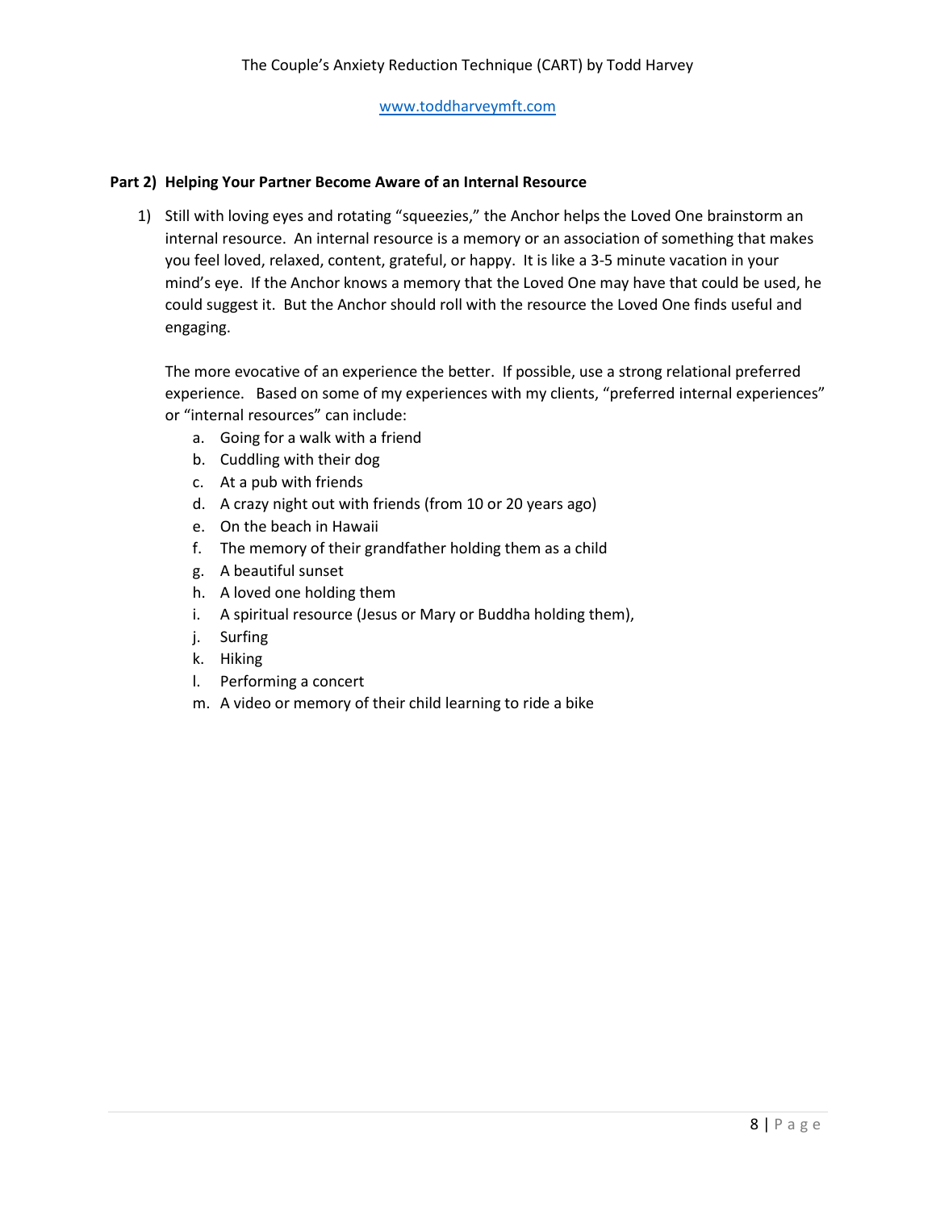**Part 2) Helping Your Partner Become Aware of an Internal Resource**

1) Still with loving eyes and rotating "squeezies," the Anchor helps the Loved One brainstorm an internal resource. An internal resource is a memory or an association of something that makes you feel loved, relaxed, content, grateful, or happy. It is like a 3-5 minute vacation in your mind's eye. If the Anchor knows a memory that the Loved One may have that could be used, he could suggest it. But the Anchor should roll with the resource the Loved One finds useful and engaging.

   The more evocative of an experience the better. If possible, use a strong relational preferred experience. Based on some of my experiences with my clients, "preferred internal experiences" or "internal resources" can include:

   a. Going for a walk with a friend
   b. Cuddling with their dog
   c. At a pub with friends
   d. A crazy night out with friends (from 10 or 20 years ago)
   e. On the beach in Hawaii
   f. The memory of their grandfather holding them as a child
   g. A beautiful sunset
   h. A loved one holding them
   i. A spiritual resource (Jesus or Mary or Buddha holding them),
   j. Surfing
   k. Hiking
   l. Performing a concert
   m. A video or memory of their child learning to ride a bike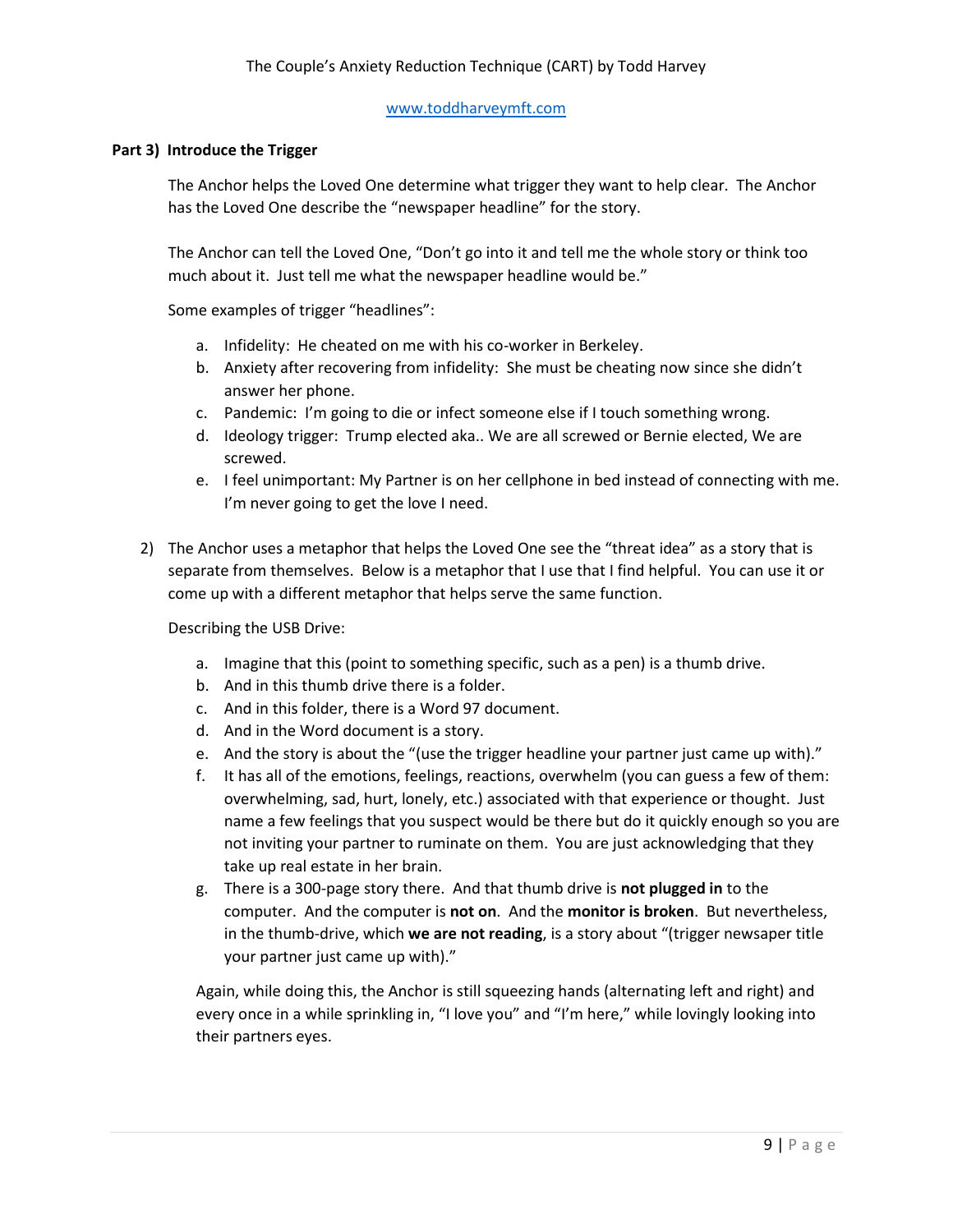**Part 3) Introduce the Trigger**

The Anchor helps the Loved One determine what trigger they want to help clear. The Anchor has the Loved One describe the "newspaper headline" for the story.

The Anchor can tell the Loved One, "Don't go into it and tell me the whole story or think too much about it. Just tell me what the newspaper headline would be."

Some examples of trigger "headlines":

a. Infidelity: He cheated on me with his co-worker in Berkeley.
b. Anxiety after recovering from infidelity: She must be cheating now since she didn't answer her phone.
c. Pandemic: I'm going to die or infect someone else if I touch something wrong.
d. Ideology trigger: Trump elected aka.. We are all screwed or Bernie elected, We are screwed.
e. I feel unimportant: My Partner is on her cellphone in bed instead of connecting with me. I'm never going to get the love I need.

2) The Anchor uses a metaphor that helps the Loved One see the "threat idea" as a story that is separate from themselves. Below is a metaphor that I use that I find helpful. You can use it or come up with a different metaphor that helps serve the same function.

Describing the USB Drive:

a. Imagine that this (point to something specific, such as a pen) is a thumb drive.
b. And in this thumb drive there is a folder.
c. And in this folder, there is a Word 97 document.
d. And in the Word document is a story.
e. And the story is about the "(use the trigger headline your partner just came up with)."
f. It has all of the emotions, feelings, reactions, overwhelm (you can guess a few of them: overwhelming, sad, hurt, lonely, etc.) associated with that experience or thought. Just name a few feelings that you suspect would be there but do it quickly enough so you are not inviting your partner to ruminate on them. You are just acknowledging that they take up real estate in her brain.
g. There is a 300-page story there. And that thumb drive is **not plugged in** to the computer. And the computer is **not on**. And the **monitor is broken**. But nevertheless, in the thumb-drive, which **we are not reading**, is a story about "(trigger newsaper title your partner just came up with)."

Again, while doing this, the Anchor is still squeezing hands (alternating left and right) and every once in a while sprinkling in, "I love you" and "I'm here," while lovingly looking into their partners eyes.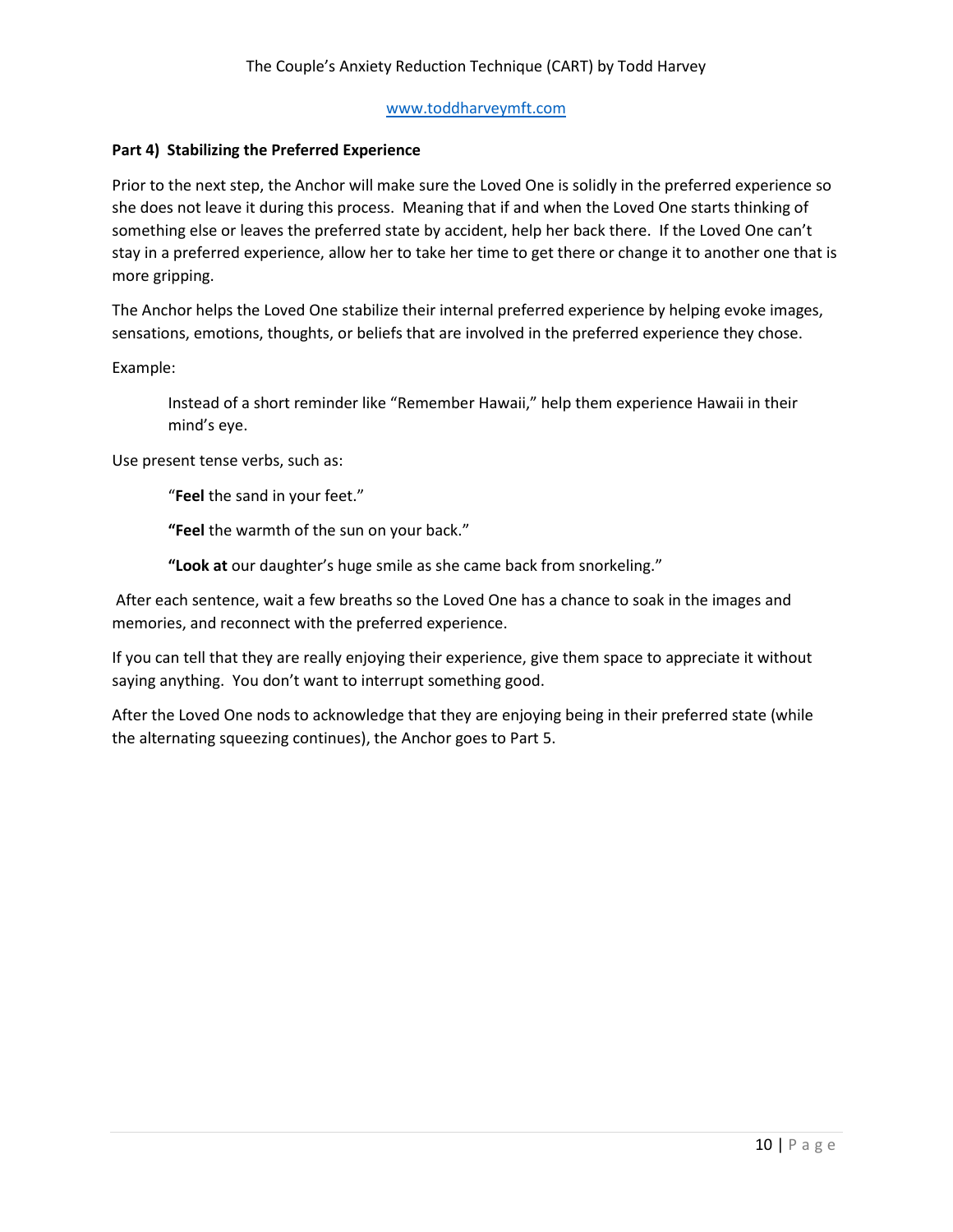## Part 4) Stabilizing the Preferred Experience

Prior to the next step, the Anchor will make sure the Loved One is solidly in the preferred experience so she does not leave it during this process. Meaning that if and when the Loved One starts thinking of something else or leaves the preferred state by accident, help her back there. If the Loved One can't stay in a preferred experience, allow her to take her time to get there or change it to another one that is more gripping.

The Anchor helps the Loved One stabilize their internal preferred experience by helping evoke images, sensations, emotions, thoughts, or beliefs that are involved in the preferred experience they chose.

Example:

> Instead of a short reminder like "Remember Hawaii," help them experience Hawaii in their mind's eye.

Use present tense verbs, such as:

> "**Feel** the sand in your feet."
>
> **"Feel** the warmth of the sun on your back."
>
> **"Look at** our daughter's huge smile as she came back from snorkeling."

After each sentence, wait a few breaths so the Loved One has a chance to soak in the images and memories, and reconnect with the preferred experience.

If you can tell that they are really enjoying their experience, give them space to appreciate it without saying anything. You don't want to interrupt something good.

After the Loved One nods to acknowledge that they are enjoying being in their preferred state (while the alternating squeezing continues), the Anchor goes to Part 5.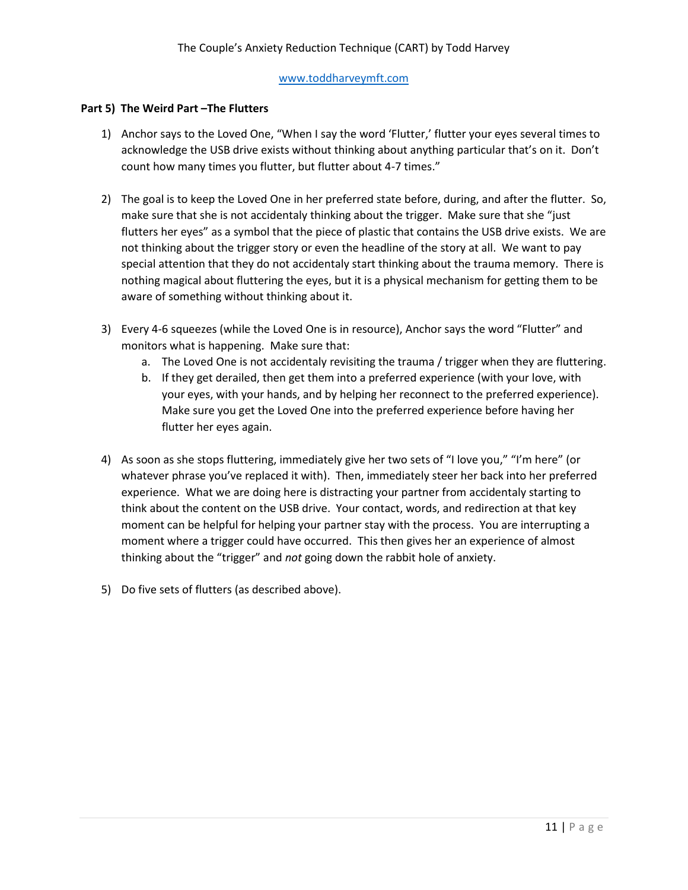## Part 5) The Weird Part –The Flutters

1) Anchor says to the Loved One, "When I say the word 'Flutter,' flutter your eyes several times to acknowledge the USB drive exists without thinking about anything particular that's on it. Don't count how many times you flutter, but flutter about 4-7 times."

2) The goal is to keep the Loved One in her preferred state before, during, and after the flutter. So, make sure that she is not accidentaly thinking about the trigger. Make sure that she "just flutters her eyes" as a symbol that the piece of plastic that contains the USB drive exists. We are not thinking about the trigger story or even the headline of the story at all. We want to pay special attention that they do not accidentaly start thinking about the trauma memory. There is nothing magical about fluttering the eyes, but it is a physical mechanism for getting them to be aware of something without thinking about it.

3) Every 4-6 squeezes (while the Loved One is in resource), Anchor says the word "Flutter" and monitors what is happening. Make sure that:
   a. The Loved One is not accidentaly revisiting the trauma / trigger when they are fluttering.
   b. If they get derailed, then get them into a preferred experience (with your love, with your eyes, with your hands, and by helping her reconnect to the preferred experience). Make sure you get the Loved One into the preferred experience before having her flutter her eyes again.

4) As soon as she stops fluttering, immediately give her two sets of "I love you," "I'm here" (or whatever phrase you've replaced it with). Then, immediately steer her back into her preferred experience. What we are doing here is distracting your partner from accidentaly starting to think about the content on the USB drive. Your contact, words, and redirection at that key moment can be helpful for helping your partner stay with the process. You are interrupting a moment where a trigger could have occurred. This then gives her an experience of almost thinking about the "trigger" and *not* going down the rabbit hole of anxiety.

5) Do five sets of flutters (as described above).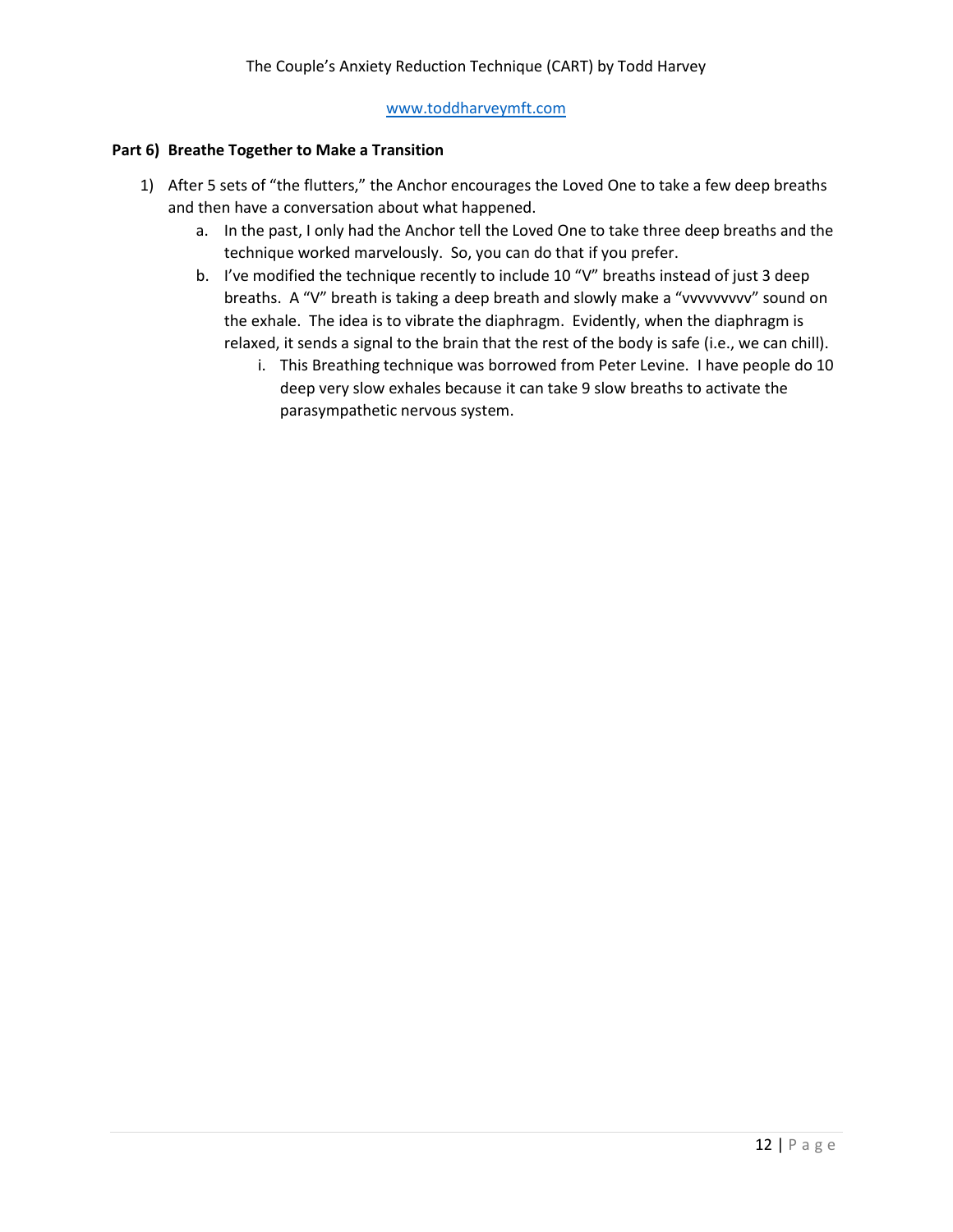**Part 6) Breathe Together to Make a Transition**

1) After 5 sets of "the flutters," the Anchor encourages the Loved One to take a few deep breaths and then have a conversation about what happened.
    a. In the past, I only had the Anchor tell the Loved One to take three deep breaths and the technique worked marvelously. So, you can do that if you prefer.
    b. I've modified the technique recently to include 10 "V" breaths instead of just 3 deep breaths. A "V" breath is taking a deep breath and slowly make a "vvvvvvvvv" sound on the exhale. The idea is to vibrate the diaphragm. Evidently, when the diaphragm is relaxed, it sends a signal to the brain that the rest of the body is safe (i.e., we can chill).
        i. This Breathing technique was borrowed from Peter Levine. I have people do 10 deep very slow exhales because it can take 9 slow breaths to activate the parasympathetic nervous system.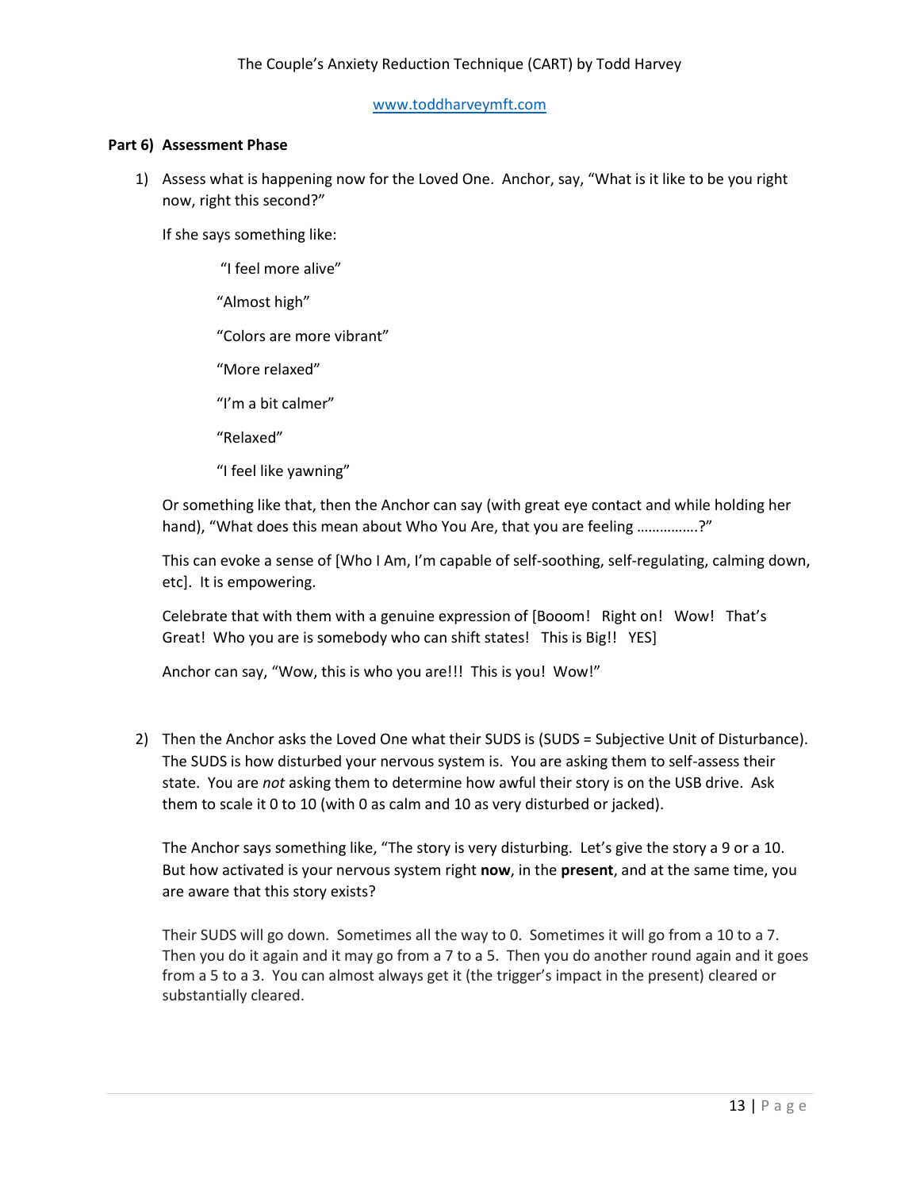**Part 6) Assessment Phase**

1) Assess what is happening now for the Loved One. Anchor, say, "What is it like to be you right now, right this second?"

   If she says something like:

   > "I feel more alive"
   >
   > "Almost high"
   >
   > "Colors are more vibrant"
   >
   > "More relaxed"
   >
   > "I'm a bit calmer"
   >
   > "Relaxed"
   >
   > "I feel like yawning"

   Or something like that, then the Anchor can say (with great eye contact and while holding her hand), "What does this mean about Who You Are, that you are feeling …………….?"

   This can evoke a sense of [Who I Am, I'm capable of self-soothing, self-regulating, calming down, etc]. It is empowering.

   Celebrate that with them with a genuine expression of [Booom! Right on! Wow! That's Great! Who you are is somebody who can shift states! This is Big!! YES]

   Anchor can say, "Wow, this is who you are!!! This is you! Wow!"

2) Then the Anchor asks the Loved One what their SUDS is (SUDS = Subjective Unit of Disturbance). The SUDS is how disturbed your nervous system is. You are asking them to self-assess their state. You are *not* asking them to determine how awful their story is on the USB drive. Ask them to scale it 0 to 10 (with 0 as calm and 10 as very disturbed or jacked).

   The Anchor says something like, "The story is very disturbing. Let's give the story a 9 or a 10. But how activated is your nervous system right **now**, in the **present**, and at the same time, you are aware that this story exists?

   Their SUDS will go down. Sometimes all the way to 0. Sometimes it will go from a 10 to a 7. Then you do it again and it may go from a 7 to a 5. Then you do another round again and it goes from a 5 to a 3. You can almost always get it (the trigger's impact in the present) cleared or substantially cleared.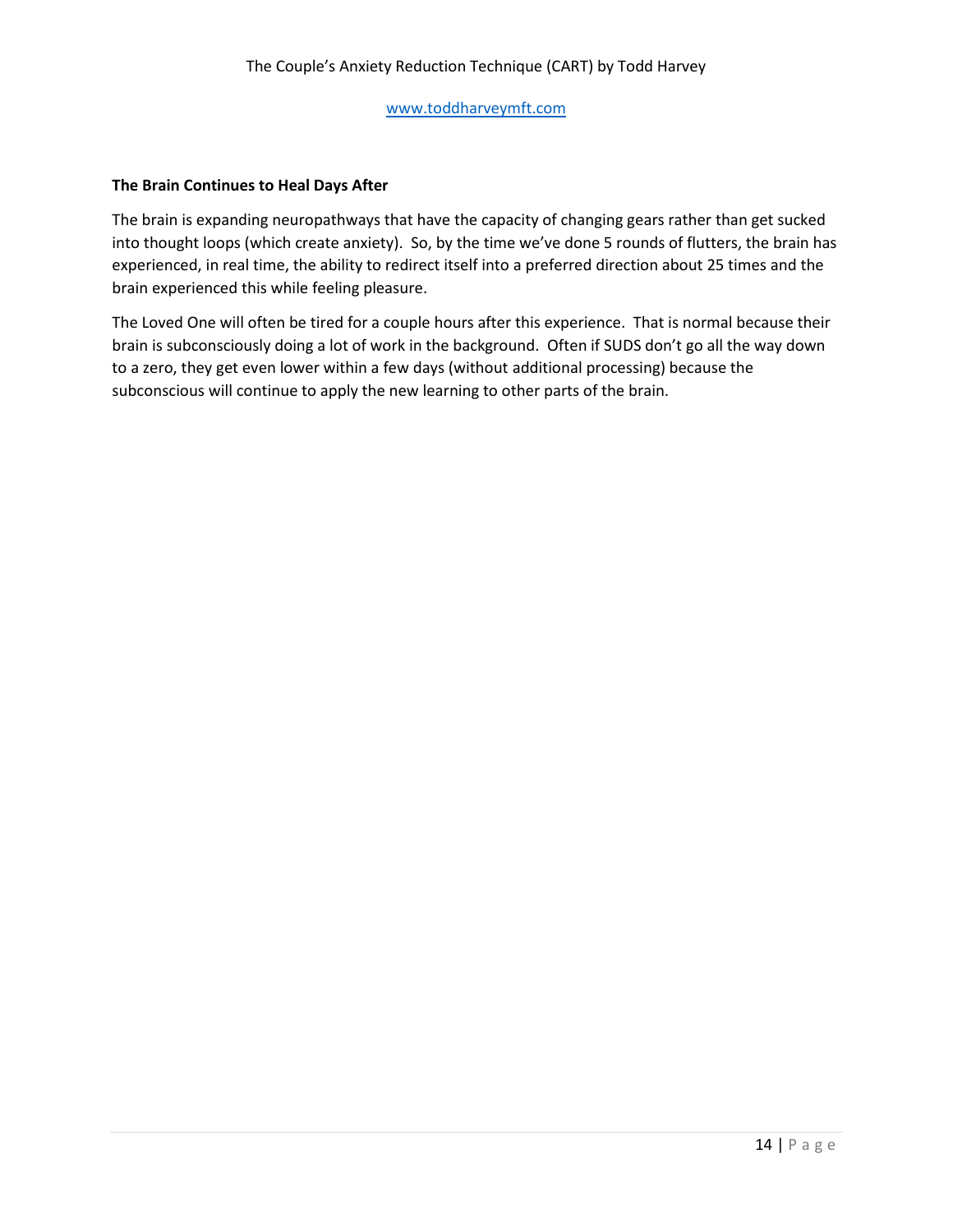**The Brain Continues to Heal Days After**

The brain is expanding neuropathways that have the capacity of changing gears rather than get sucked into thought loops (which create anxiety). So, by the time we've done 5 rounds of flutters, the brain has experienced, in real time, the ability to redirect itself into a preferred direction about 25 times and the brain experienced this while feeling pleasure.

The Loved One will often be tired for a couple hours after this experience. That is normal because their brain is subconsciously doing a lot of work in the background. Often if SUDS don't go all the way down to a zero, they get even lower within a few days (without additional processing) because the subconscious will continue to apply the new learning to other parts of the brain.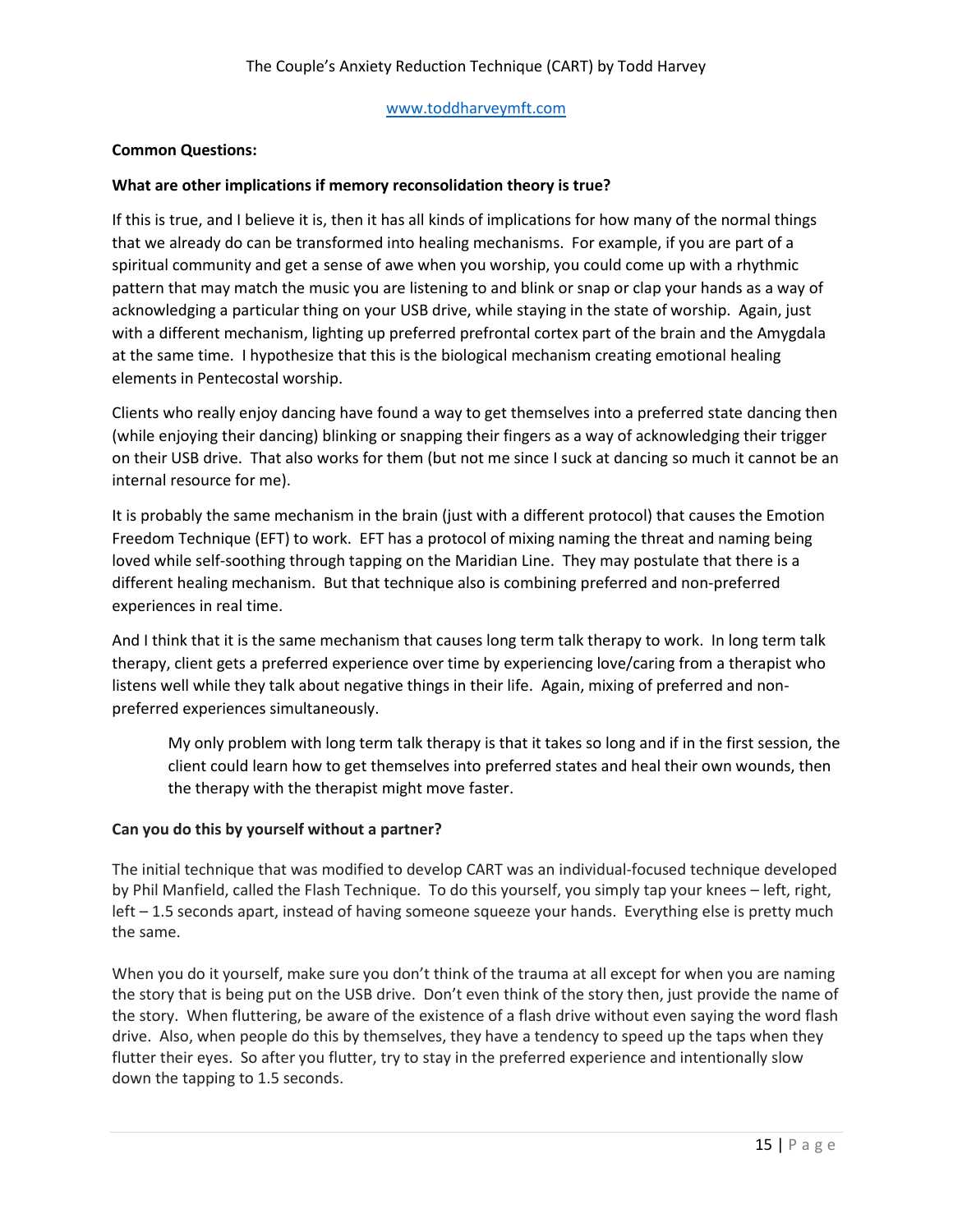**Common Questions:**

**What are other implications if memory reconsolidation theory is true?**

If this is true, and I believe it is, then it has all kinds of implications for how many of the normal things that we already do can be transformed into healing mechanisms. For example, if you are part of a spiritual community and get a sense of awe when you worship, you could come up with a rhythmic pattern that may match the music you are listening to and blink or snap or clap your hands as a way of acknowledging a particular thing on your USB drive, while staying in the state of worship. Again, just with a different mechanism, lighting up preferred prefrontal cortex part of the brain and the Amygdala at the same time. I hypothesize that this is the biological mechanism creating emotional healing elements in Pentecostal worship.

Clients who really enjoy dancing have found a way to get themselves into a preferred state dancing then (while enjoying their dancing) blinking or snapping their fingers as a way of acknowledging their trigger on their USB drive. That also works for them (but not me since I suck at dancing so much it cannot be an internal resource for me).

It is probably the same mechanism in the brain (just with a different protocol) that causes the Emotion Freedom Technique (EFT) to work. EFT has a protocol of mixing naming the threat and naming being loved while self-soothing through tapping on the Maridian Line. They may postulate that there is a different healing mechanism. But that technique also is combining preferred and non-preferred experiences in real time.

And I think that it is the same mechanism that causes long term talk therapy to work. In long term talk therapy, client gets a preferred experience over time by experiencing love/caring from a therapist who listens well while they talk about negative things in their life. Again, mixing of preferred and non-preferred experiences simultaneously.

> My only problem with long term talk therapy is that it takes so long and if in the first session, the client could learn how to get themselves into preferred states and heal their own wounds, then the therapy with the therapist might move faster.

**Can you do this by yourself without a partner?**

The initial technique that was modified to develop CART was an individual-focused technique developed by Phil Manfield, called the Flash Technique. To do this yourself, you simply tap your knees – left, right, left – 1.5 seconds apart, instead of having someone squeeze your hands. Everything else is pretty much the same.

When you do it yourself, make sure you don't think of the trauma at all except for when you are naming the story that is being put on the USB drive. Don't even think of the story then, just provide the name of the story. When fluttering, be aware of the existence of a flash drive without even saying the word flash drive. Also, when people do this by themselves, they have a tendency to speed up the taps when they flutter their eyes. So after you flutter, try to stay in the preferred experience and intentionally slow down the tapping to 1.5 seconds.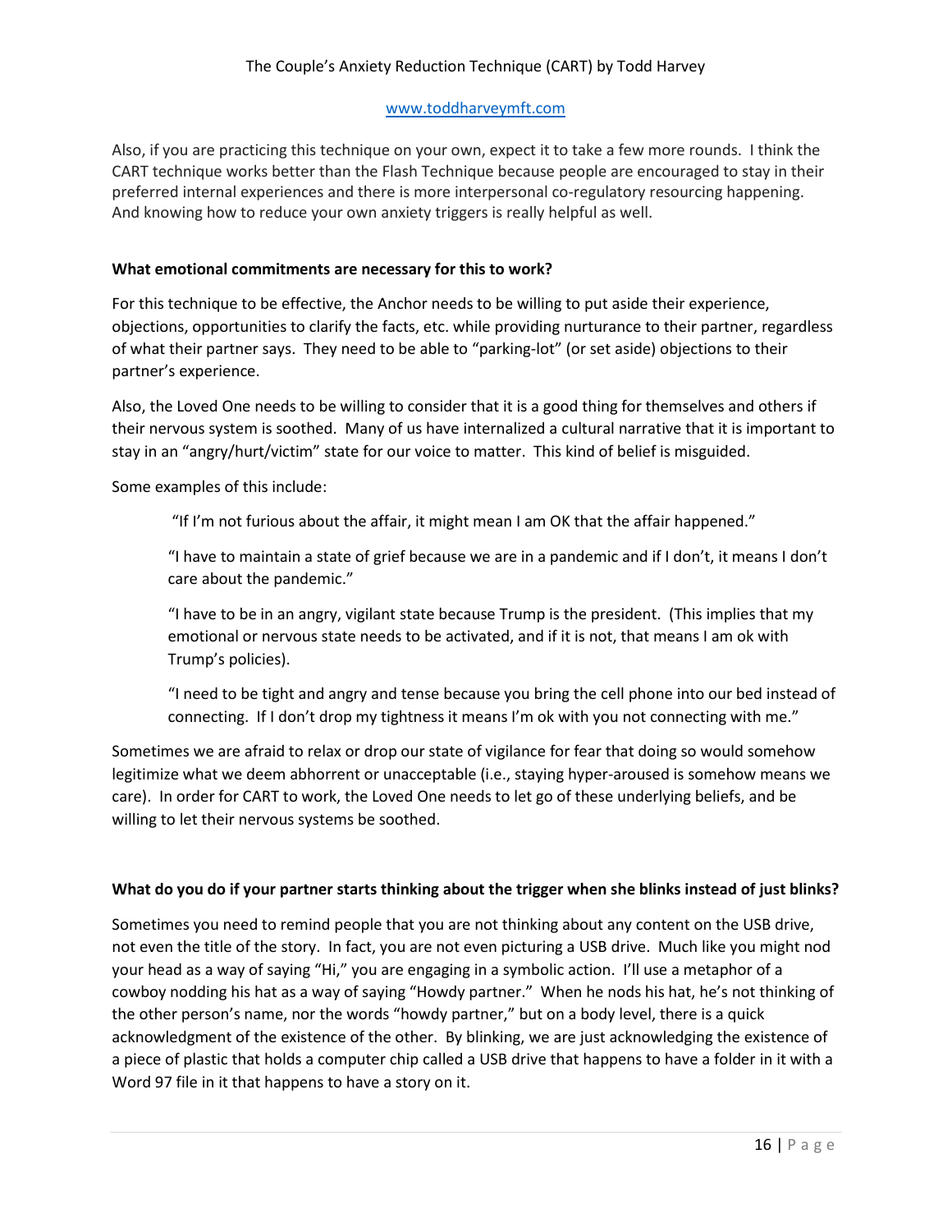Also, if you are practicing this technique on your own, expect it to take a few more rounds. I think the CART technique works better than the Flash Technique because people are encouraged to stay in their preferred internal experiences and there is more interpersonal co-regulatory resourcing happening. And knowing how to reduce your own anxiety triggers is really helpful as well.

**What emotional commitments are necessary for this to work?**

For this technique to be effective, the Anchor needs to be willing to put aside their experience, objections, opportunities to clarify the facts, etc. while providing nurturance to their partner, regardless of what their partner says. They need to be able to "parking-lot" (or set aside) objections to their partner's experience.

Also, the Loved One needs to be willing to consider that it is a good thing for themselves and others if their nervous system is soothed. Many of us have internalized a cultural narrative that it is important to stay in an "angry/hurt/victim" state for our voice to matter. This kind of belief is misguided.

Some examples of this include:

> "If I'm not furious about the affair, it might mean I am OK that the affair happened."
>
> "I have to maintain a state of grief because we are in a pandemic and if I don't, it means I don't care about the pandemic."
>
> "I have to be in an angry, vigilant state because Trump is the president. (This implies that my emotional or nervous state needs to be activated, and if it is not, that means I am ok with Trump's policies).
>
> "I need to be tight and angry and tense because you bring the cell phone into our bed instead of connecting. If I don't drop my tightness it means I'm ok with you not connecting with me."

Sometimes we are afraid to relax or drop our state of vigilance for fear that doing so would somehow legitimize what we deem abhorrent or unacceptable (i.e., staying hyper-aroused is somehow means we care). In order for CART to work, the Loved One needs to let go of these underlying beliefs, and be willing to let their nervous systems be soothed.

**What do you do if your partner starts thinking about the trigger when she blinks instead of just blinks?**

Sometimes you need to remind people that you are not thinking about any content on the USB drive, not even the title of the story. In fact, you are not even picturing a USB drive. Much like you might nod your head as a way of saying "Hi," you are engaging in a symbolic action. I'll use a metaphor of a cowboy nodding his hat as a way of saying "Howdy partner." When he nods his hat, he's not thinking of the other person's name, nor the words "howdy partner," but on a body level, there is a quick acknowledgment of the existence of the other. By blinking, we are just acknowledging the existence of a piece of plastic that holds a computer chip called a USB drive that happens to have a folder in it with a Word 97 file in it that happens to have a story on it.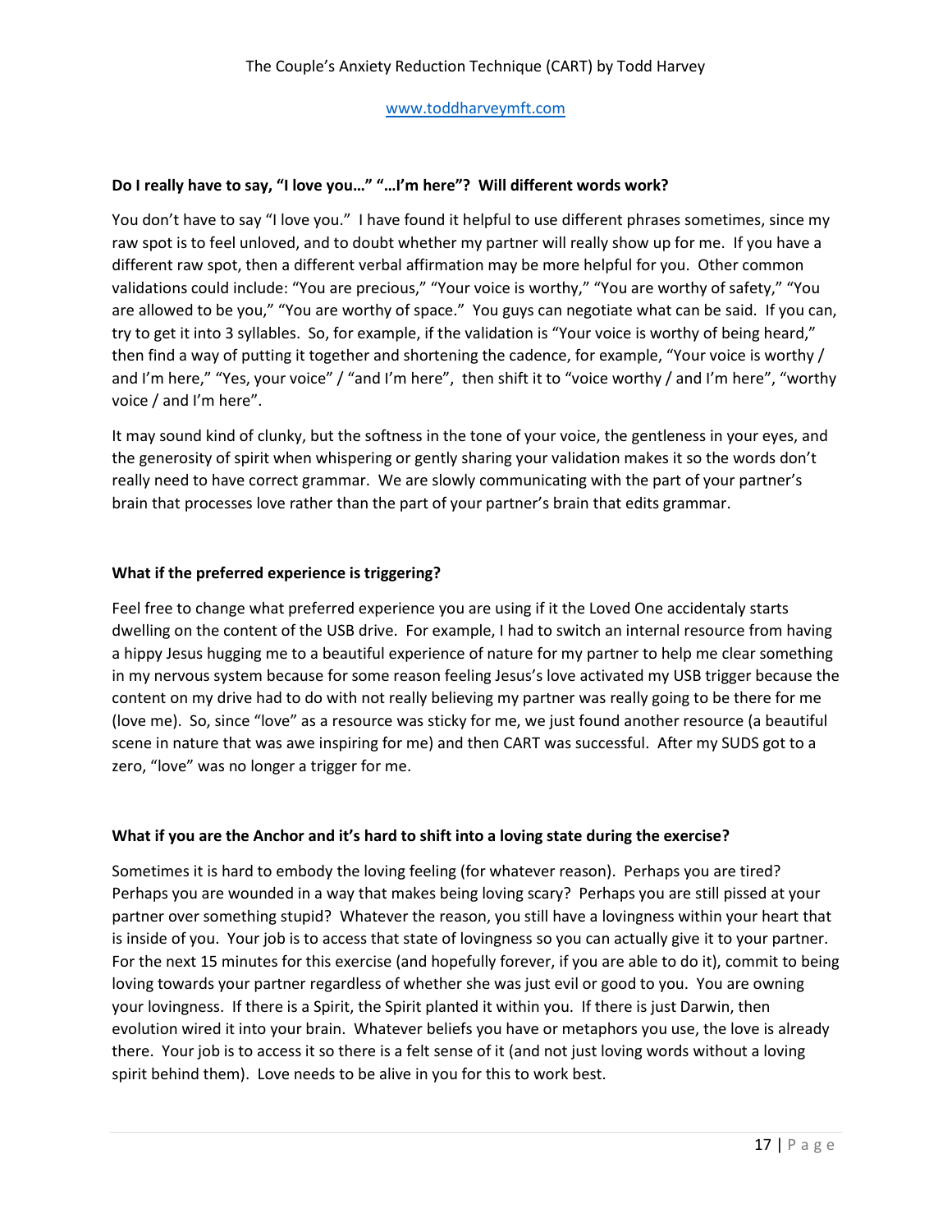### Do I really have to say, "I love you…" "…I'm here"? Will different words work?

You don't have to say "I love you." I have found it helpful to use different phrases sometimes, since my raw spot is to feel unloved, and to doubt whether my partner will really show up for me. If you have a different raw spot, then a different verbal affirmation may be more helpful for you. Other common validations could include: "You are precious," "Your voice is worthy," "You are worthy of safety," "You are allowed to be you," "You are worthy of space." You guys can negotiate what can be said. If you can, try to get it into 3 syllables. So, for example, if the validation is "Your voice is worthy of being heard," then find a way of putting it together and shortening the cadence, for example, "Your voice is worthy / and I'm here," "Yes, your voice" / "and I'm here", then shift it to "voice worthy / and I'm here", "worthy voice / and I'm here".

It may sound kind of clunky, but the softness in the tone of your voice, the gentleness in your eyes, and the generosity of spirit when whispering or gently sharing your validation makes it so the words don't really need to have correct grammar. We are slowly communicating with the part of your partner's brain that processes love rather than the part of your partner's brain that edits grammar.

### What if the preferred experience is triggering?

Feel free to change what preferred experience you are using if it the Loved One accidentaly starts dwelling on the content of the USB drive. For example, I had to switch an internal resource from having a hippy Jesus hugging me to a beautiful experience of nature for my partner to help me clear something in my nervous system because for some reason feeling Jesus's love activated my USB trigger because the content on my drive had to do with not really believing my partner was really going to be there for me (love me). So, since "love" as a resource was sticky for me, we just found another resource (a beautiful scene in nature that was awe inspiring for me) and then CART was successful. After my SUDS got to a zero, "love" was no longer a trigger for me.

### What if you are the Anchor and it's hard to shift into a loving state during the exercise?

Sometimes it is hard to embody the loving feeling (for whatever reason). Perhaps you are tired? Perhaps you are wounded in a way that makes being loving scary? Perhaps you are still pissed at your partner over something stupid? Whatever the reason, you still have a lovingness within your heart that is inside of you. Your job is to access that state of lovingness so you can actually give it to your partner. For the next 15 minutes for this exercise (and hopefully forever, if you are able to do it), commit to being loving towards your partner regardless of whether she was just evil or good to you. You are owning your lovingness. If there is a Spirit, the Spirit planted it within you. If there is just Darwin, then evolution wired it into your brain. Whatever beliefs you have or metaphors you use, the love is already there. Your job is to access it so there is a felt sense of it (and not just loving words without a loving spirit behind them). Love needs to be alive in you for this to work best.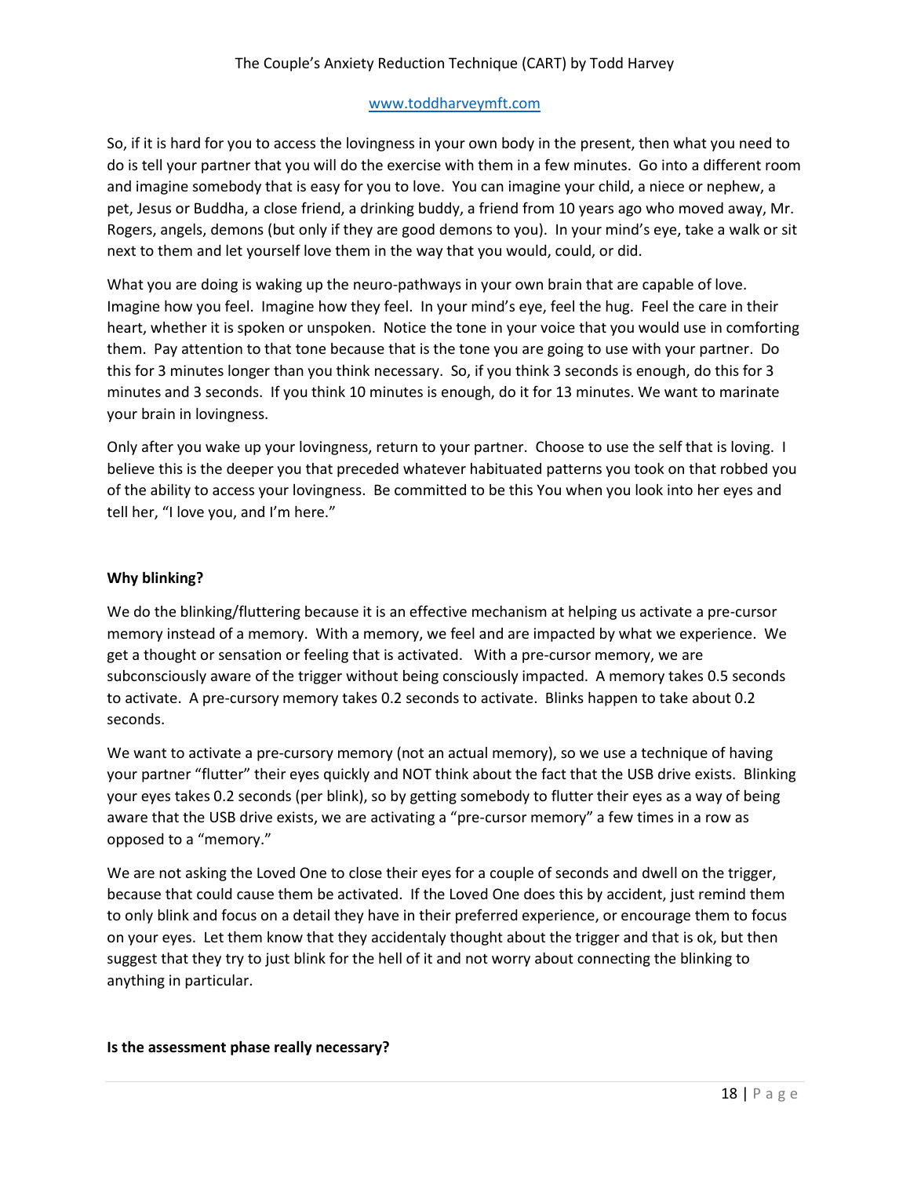So, if it is hard for you to access the lovingness in your own body in the present, then what you need to do is tell your partner that you will do the exercise with them in a few minutes. Go into a different room and imagine somebody that is easy for you to love. You can imagine your child, a niece or nephew, a pet, Jesus or Buddha, a close friend, a drinking buddy, a friend from 10 years ago who moved away, Mr. Rogers, angels, demons (but only if they are good demons to you). In your mind's eye, take a walk or sit next to them and let yourself love them in the way that you would, could, or did.

What you are doing is waking up the neuro-pathways in your own brain that are capable of love. Imagine how you feel. Imagine how they feel. In your mind's eye, feel the hug. Feel the care in their heart, whether it is spoken or unspoken. Notice the tone in your voice that you would use in comforting them. Pay attention to that tone because that is the tone you are going to use with your partner. Do this for 3 minutes longer than you think necessary. So, if you think 3 seconds is enough, do this for 3 minutes and 3 seconds. If you think 10 minutes is enough, do it for 13 minutes. We want to marinate your brain in lovingness.

Only after you wake up your lovingness, return to your partner. Choose to use the self that is loving. I believe this is the deeper you that preceded whatever habituated patterns you took on that robbed you of the ability to access your lovingness. Be committed to be this You when you look into her eyes and tell her, "I love you, and I'm here."

**Why blinking?**

We do the blinking/fluttering because it is an effective mechanism at helping us activate a pre-cursor memory instead of a memory. With a memory, we feel and are impacted by what we experience. We get a thought or sensation or feeling that is activated. With a pre-cursor memory, we are subconsciously aware of the trigger without being consciously impacted. A memory takes 0.5 seconds to activate. A pre-cursory memory takes 0.2 seconds to activate. Blinks happen to take about 0.2 seconds.

We want to activate a pre-cursory memory (not an actual memory), so we use a technique of having your partner "flutter" their eyes quickly and NOT think about the fact that the USB drive exists. Blinking your eyes takes 0.2 seconds (per blink), so by getting somebody to flutter their eyes as a way of being aware that the USB drive exists, we are activating a "pre-cursor memory" a few times in a row as opposed to a "memory."

We are not asking the Loved One to close their eyes for a couple of seconds and dwell on the trigger, because that could cause them be activated. If the Loved One does this by accident, just remind them to only blink and focus on a detail they have in their preferred experience, or encourage them to focus on your eyes. Let them know that they accidentaly thought about the trigger and that is ok, but then suggest that they try to just blink for the hell of it and not worry about connecting the blinking to anything in particular.

**Is the assessment phase really necessary?**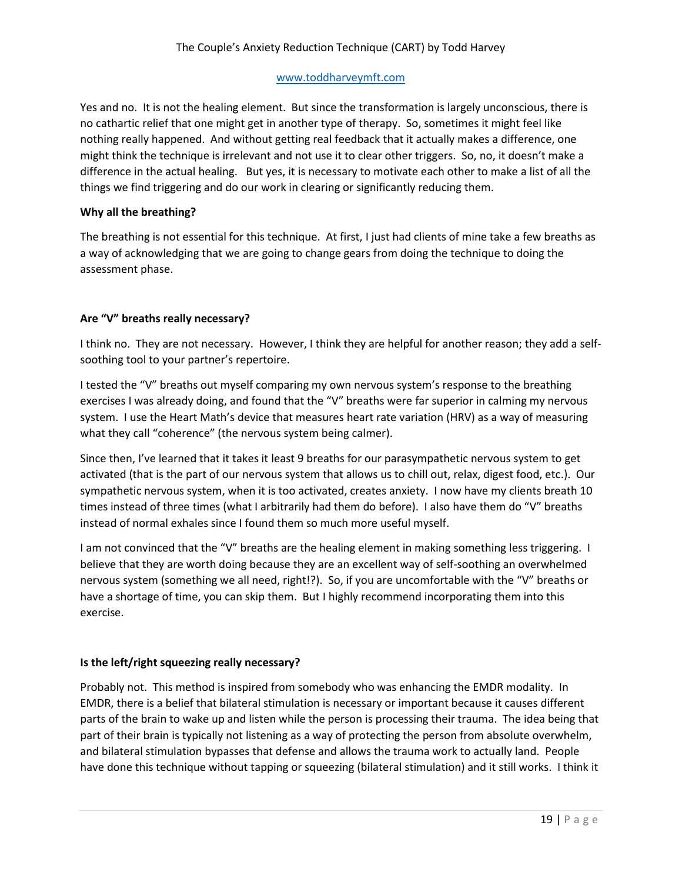Yes and no. It is not the healing element. But since the transformation is largely unconscious, there is no cathartic relief that one might get in another type of therapy. So, sometimes it might feel like nothing really happened. And without getting real feedback that it actually makes a difference, one might think the technique is irrelevant and not use it to clear other triggers. So, no, it doesn't make a difference in the actual healing. But yes, it is necessary to motivate each other to make a list of all the things we find triggering and do our work in clearing or significantly reducing them.

**Why all the breathing?**

The breathing is not essential for this technique. At first, I just had clients of mine take a few breaths as a way of acknowledging that we are going to change gears from doing the technique to doing the assessment phase.

**Are "V" breaths really necessary?**

I think no. They are not necessary. However, I think they are helpful for another reason; they add a self-soothing tool to your partner's repertoire.

I tested the "V" breaths out myself comparing my own nervous system's response to the breathing exercises I was already doing, and found that the "V" breaths were far superior in calming my nervous system. I use the Heart Math's device that measures heart rate variation (HRV) as a way of measuring what they call "coherence" (the nervous system being calmer).

Since then, I've learned that it takes it least 9 breaths for our parasympathetic nervous system to get activated (that is the part of our nervous system that allows us to chill out, relax, digest food, etc.). Our sympathetic nervous system, when it is too activated, creates anxiety. I now have my clients breath 10 times instead of three times (what I arbitrarily had them do before). I also have them do "V" breaths instead of normal exhales since I found them so much more useful myself.

I am not convinced that the "V" breaths are the healing element in making something less triggering. I believe that they are worth doing because they are an excellent way of self-soothing an overwhelmed nervous system (something we all need, right!?). So, if you are uncomfortable with the "V" breaths or have a shortage of time, you can skip them. But I highly recommend incorporating them into this exercise.

**Is the left/right squeezing really necessary?**

Probably not. This method is inspired from somebody who was enhancing the EMDR modality. In EMDR, there is a belief that bilateral stimulation is necessary or important because it causes different parts of the brain to wake up and listen while the person is processing their trauma. The idea being that part of their brain is typically not listening as a way of protecting the person from absolute overwhelm, and bilateral stimulation bypasses that defense and allows the trauma work to actually land. People have done this technique without tapping or squeezing (bilateral stimulation) and it still works. I think it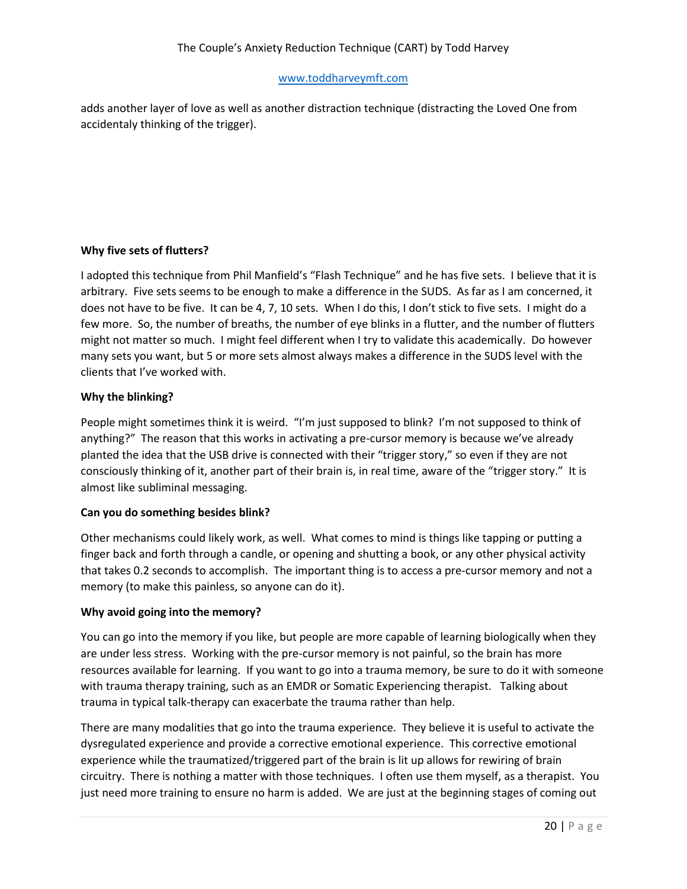adds another layer of love as well as another distraction technique (distracting the Loved One from accidentaly thinking of the trigger).

**Why five sets of flutters?**

I adopted this technique from Phil Manfield's "Flash Technique" and he has five sets. I believe that it is arbitrary. Five sets seems to be enough to make a difference in the SUDS. As far as I am concerned, it does not have to be five. It can be 4, 7, 10 sets. When I do this, I don't stick to five sets. I might do a few more. So, the number of breaths, the number of eye blinks in a flutter, and the number of flutters might not matter so much. I might feel different when I try to validate this academically. Do however many sets you want, but 5 or more sets almost always makes a difference in the SUDS level with the clients that I've worked with.

**Why the blinking?**

People might sometimes think it is weird. "I'm just supposed to blink? I'm not supposed to think of anything?" The reason that this works in activating a pre-cursor memory is because we've already planted the idea that the USB drive is connected with their "trigger story," so even if they are not consciously thinking of it, another part of their brain is, in real time, aware of the "trigger story." It is almost like subliminal messaging.

**Can you do something besides blink?**

Other mechanisms could likely work, as well. What comes to mind is things like tapping or putting a finger back and forth through a candle, or opening and shutting a book, or any other physical activity that takes 0.2 seconds to accomplish. The important thing is to access a pre-cursor memory and not a memory (to make this painless, so anyone can do it).

**Why avoid going into the memory?**

You can go into the memory if you like, but people are more capable of learning biologically when they are under less stress. Working with the pre-cursor memory is not painful, so the brain has more resources available for learning. If you want to go into a trauma memory, be sure to do it with someone with trauma therapy training, such as an EMDR or Somatic Experiencing therapist. Talking about trauma in typical talk-therapy can exacerbate the trauma rather than help.

There are many modalities that go into the trauma experience. They believe it is useful to activate the dysregulated experience and provide a corrective emotional experience. This corrective emotional experience while the traumatized/triggered part of the brain is lit up allows for rewiring of brain circuitry. There is nothing a matter with those techniques. I often use them myself, as a therapist. You just need more training to ensure no harm is added. We are just at the beginning stages of coming out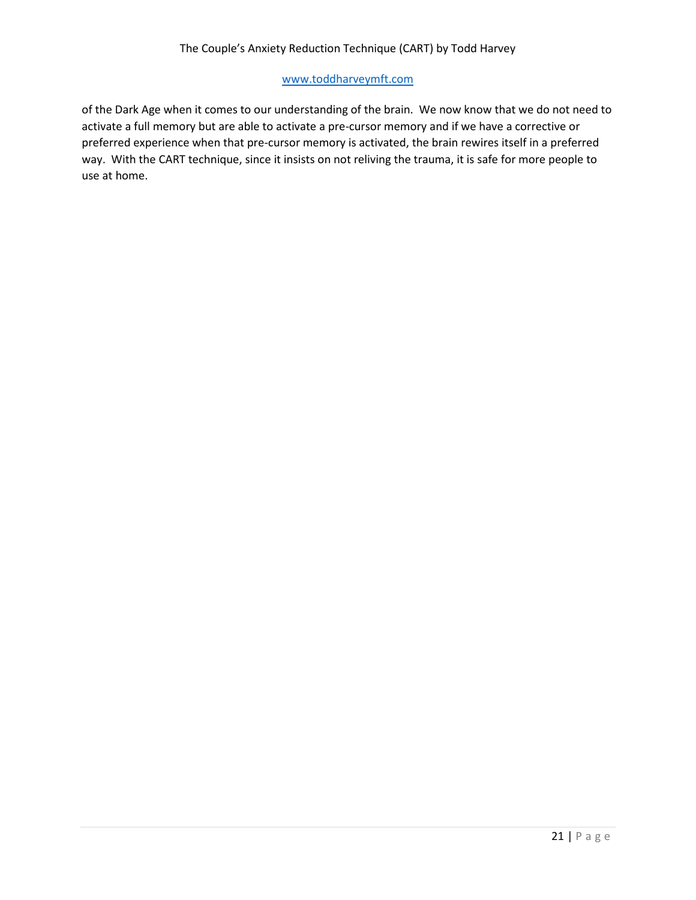of the Dark Age when it comes to our understanding of the brain. We now know that we do not need to activate a full memory but are able to activate a pre-cursor memory and if we have a corrective or preferred experience when that pre-cursor memory is activated, the brain rewires itself in a preferred way. With the CART technique, since it insists on not reliving the trauma, it is safe for more people to use at home.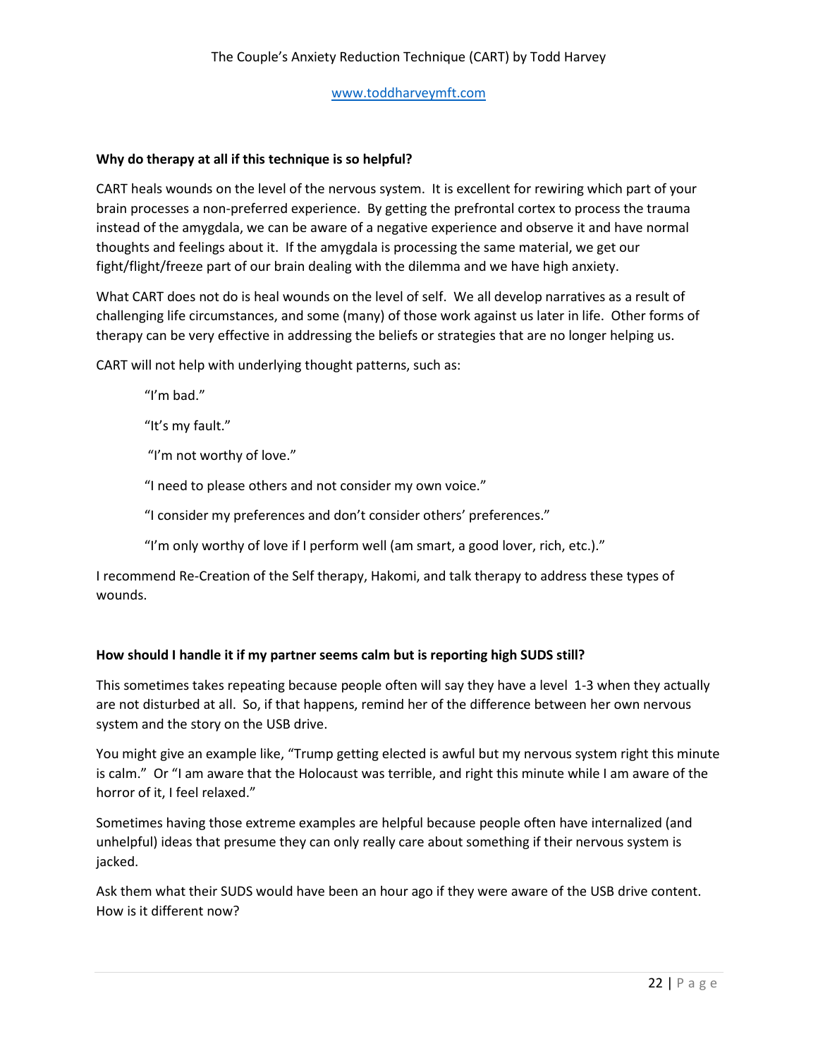### Why do therapy at all if this technique is so helpful?

CART heals wounds on the level of the nervous system. It is excellent for rewiring which part of your brain processes a non-preferred experience. By getting the prefrontal cortex to process the trauma instead of the amygdala, we can be aware of a negative experience and observe it and have normal thoughts and feelings about it. If the amygdala is processing the same material, we get our fight/flight/freeze part of our brain dealing with the dilemma and we have high anxiety.

What CART does not do is heal wounds on the level of self. We all develop narratives as a result of challenging life circumstances, and some (many) of those work against us later in life. Other forms of therapy can be very effective in addressing the beliefs or strategies that are no longer helping us.

CART will not help with underlying thought patterns, such as:

> "I'm bad."
>
> "It's my fault."
>
> "I'm not worthy of love."
>
> "I need to please others and not consider my own voice."
>
> "I consider my preferences and don't consider others' preferences."
>
> "I'm only worthy of love if I perform well (am smart, a good lover, rich, etc.)."

I recommend Re-Creation of the Self therapy, Hakomi, and talk therapy to address these types of wounds.

### How should I handle it if my partner seems calm but is reporting high SUDS still?

This sometimes takes repeating because people often will say they have a level 1-3 when they actually are not disturbed at all. So, if that happens, remind her of the difference between her own nervous system and the story on the USB drive.

You might give an example like, "Trump getting elected is awful but my nervous system right this minute is calm." Or "I am aware that the Holocaust was terrible, and right this minute while I am aware of the horror of it, I feel relaxed."

Sometimes having those extreme examples are helpful because people often have internalized (and unhelpful) ideas that presume they can only really care about something if their nervous system is jacked.

Ask them what their SUDS would have been an hour ago if they were aware of the USB drive content. How is it different now?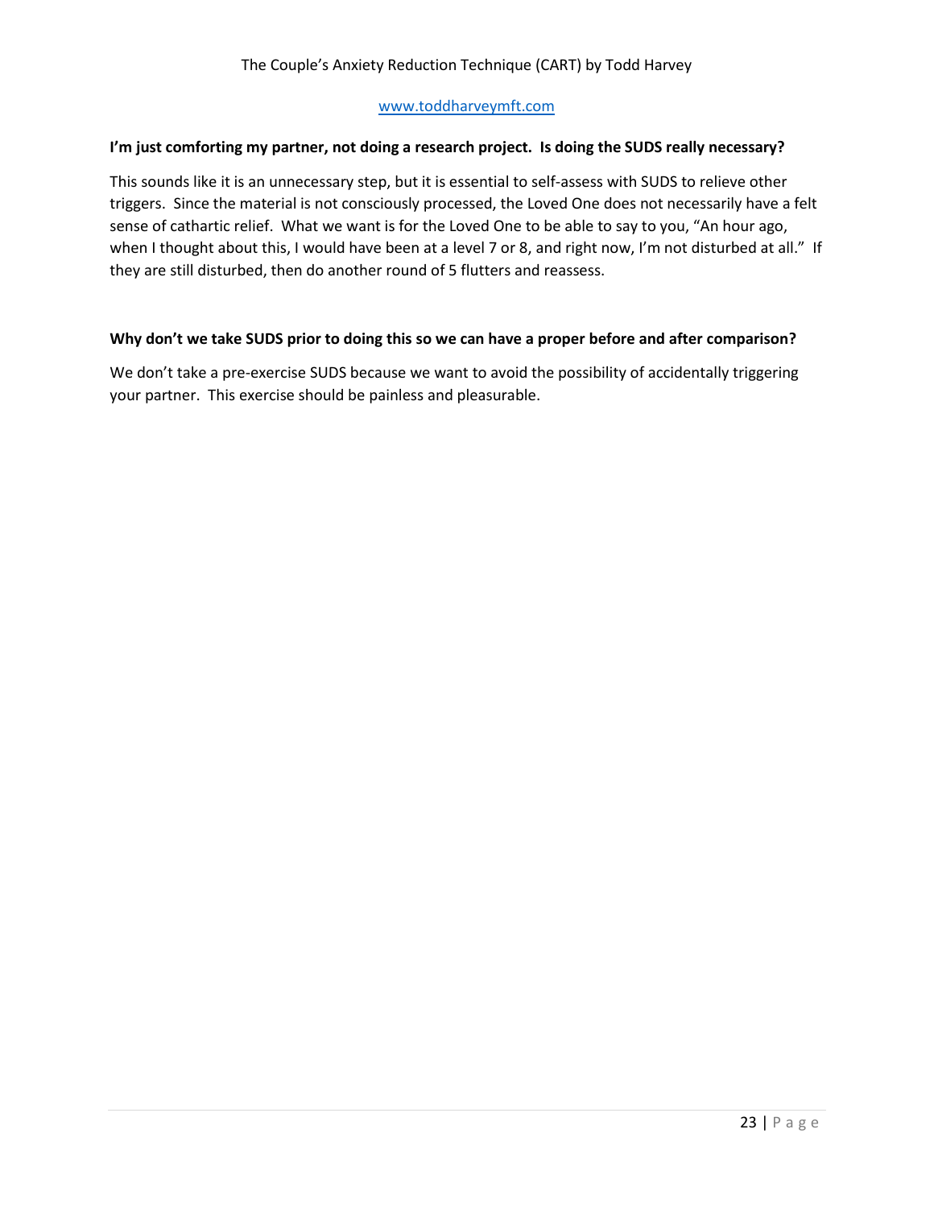**I'm just comforting my partner, not doing a research project. Is doing the SUDS really necessary?**

This sounds like it is an unnecessary step, but it is essential to self-assess with SUDS to relieve other triggers. Since the material is not consciously processed, the Loved One does not necessarily have a felt sense of cathartic relief. What we want is for the Loved One to be able to say to you, "An hour ago, when I thought about this, I would have been at a level 7 or 8, and right now, I'm not disturbed at all." If they are still disturbed, then do another round of 5 flutters and reassess.

**Why don't we take SUDS prior to doing this so we can have a proper before and after comparison?**

We don't take a pre-exercise SUDS because we want to avoid the possibility of accidentally triggering your partner. This exercise should be painless and pleasurable.